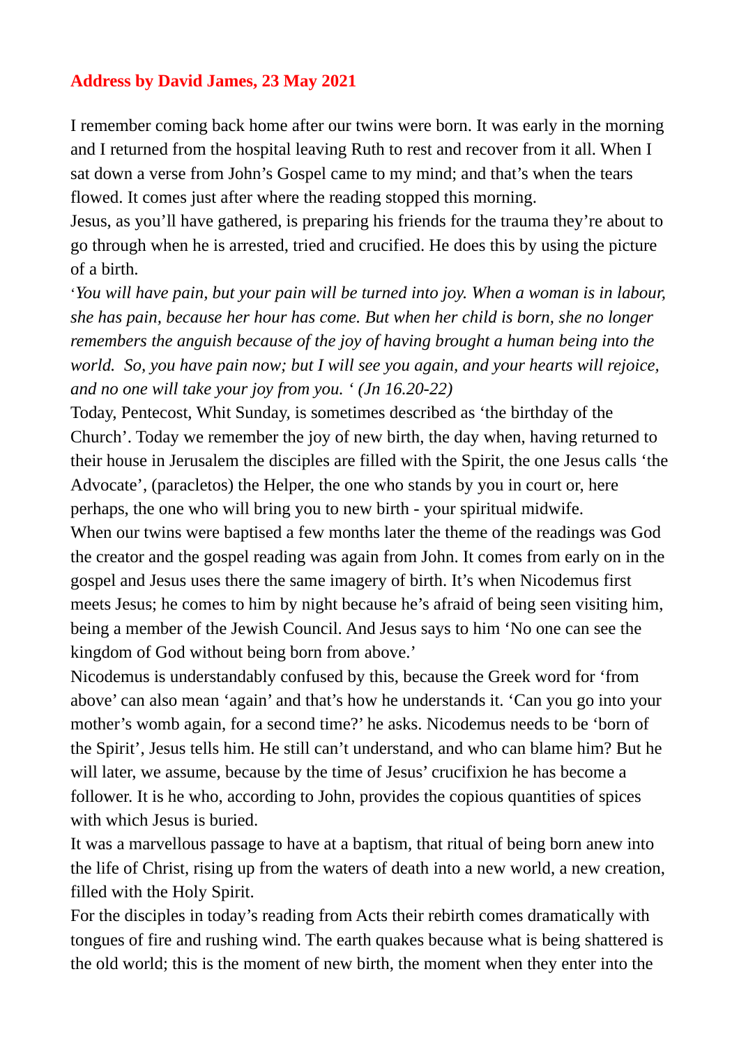**Address by David James, 23 May 2021**

I remember coming back home after our twins were born. It was early in the morning and I returned from the hospital leaving Ruth to rest and recover from it all. When I sat down a verse from John's Gospel came to my mind; and that's when the tears flowed. It comes just after where the reading stopped this morning.

Jesus, as you'll have gathered, is preparing his friends for the trauma they're about to go through when he is arrested, tried and crucified. He does this by using the picture of a birth.

'*You will have pain, but your pain will be turned into joy. When a woman is in labour, she has pain, because her hour has come. But when her child is born, she no longer remembers the anguish because of the joy of having brought a human being into the world. So, you have pain now; but I will see you again, and your hearts will rejoice, and no one will take your joy from you. ' (Jn 16.20-22)*

Today, Pentecost, Whit Sunday, is sometimes described as 'the birthday of the Church'. Today we remember the joy of new birth, the day when, having returned to their house in Jerusalem the disciples are filled with the Spirit, the one Jesus calls 'the Advocate', (paracletos) the Helper, the one who stands by you in court or, here perhaps, the one who will bring you to new birth - your spiritual midwife.

When our twins were baptised a few months later the theme of the readings was God the creator and the gospel reading was again from John. It comes from early on in the gospel and Jesus uses there the same imagery of birth. It's when Nicodemus first meets Jesus; he comes to him by night because he's afraid of being seen visiting him, being a member of the Jewish Council. And Jesus says to him 'No one can see the kingdom of God without being born from above.'

Nicodemus is understandably confused by this, because the Greek word for 'from above' can also mean 'again' and that's how he understands it. 'Can you go into your mother's womb again, for a second time?' he asks. Nicodemus needs to be 'born of the Spirit', Jesus tells him. He still can't understand, and who can blame him? But he will later, we assume, because by the time of Jesus' crucifixion he has become a follower. It is he who, according to John, provides the copious quantities of spices with which Jesus is buried.

It was a marvellous passage to have at a baptism, that ritual of being born anew into the life of Christ, rising up from the waters of death into a new world, a new creation, filled with the Holy Spirit.

For the disciples in today's reading from Acts their rebirth comes dramatically with tongues of fire and rushing wind. The earth quakes because what is being shattered is the old world; this is the moment of new birth, the moment when they enter into the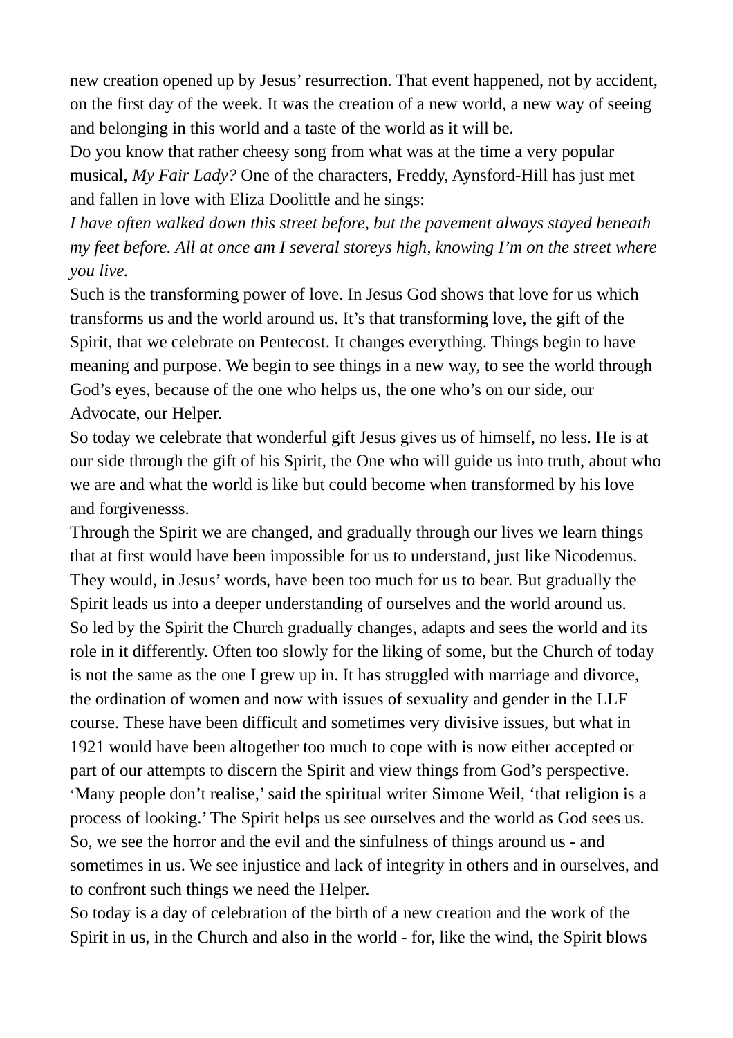new creation opened up by Jesus' resurrection. That event happened, not by accident, on the first day of the week. It was the creation of a new world, a new way of seeing and belonging in this world and a taste of the world as it will be.

Do you know that rather cheesy song from what was at the time a very popular musical, *My Fair Lady?* One of the characters, Freddy, Aynsford-Hill has just met and fallen in love with Eliza Doolittle and he sings:

*I have often walked down this street before, but the pavement always stayed beneath my feet before. All at once am I several storeys high, knowing I'm on the street where you live.*

Such is the transforming power of love. In Jesus God shows that love for us which transforms us and the world around us. It's that transforming love, the gift of the Spirit, that we celebrate on Pentecost. It changes everything. Things begin to have meaning and purpose. We begin to see things in a new way, to see the world through God's eyes, because of the one who helps us, the one who's on our side, our Advocate, our Helper.

So today we celebrate that wonderful gift Jesus gives us of himself, no less. He is at our side through the gift of his Spirit, the One who will guide us into truth, about who we are and what the world is like but could become when transformed by his love and forgivenesss.

Through the Spirit we are changed, and gradually through our lives we learn things that at first would have been impossible for us to understand, just like Nicodemus. They would, in Jesus' words, have been too much for us to bear. But gradually the Spirit leads us into a deeper understanding of ourselves and the world around us.

So led by the Spirit the Church gradually changes, adapts and sees the world and its role in it differently. Often too slowly for the liking of some, but the Church of today is not the same as the one I grew up in. It has struggled with marriage and divorce, the ordination of women and now with issues of sexuality and gender in the LLF course. These have been difficult and sometimes very divisive issues, but what in 1921 would have been altogether too much to cope with is now either accepted or part of our attempts to discern the Spirit and view things from God's perspective.

'Many people don't realise,' said the spiritual writer Simone Weil, 'that religion is a process of looking.' The Spirit helps us see ourselves and the world as God sees us. So, we see the horror and the evil and the sinfulness of things around us - and sometimes in us. We see injustice and lack of integrity in others and in ourselves, and to confront such things we need the Helper.

So today is a day of celebration of the birth of a new creation and the work of the Spirit in us, in the Church and also in the world - for, like the wind, the Spirit blows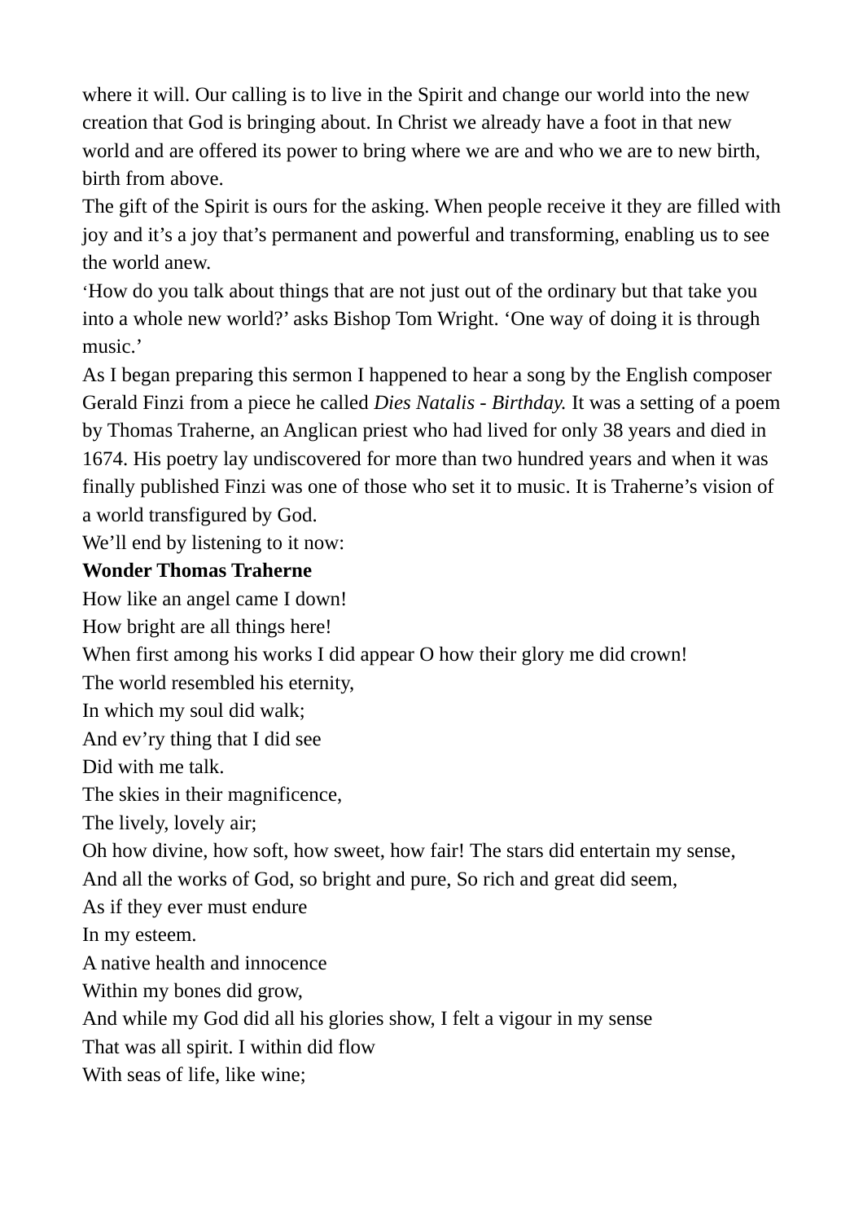where it will. Our calling is to live in the Spirit and change our world into the new creation that God is bringing about. In Christ we already have a foot in that new world and are offered its power to bring where we are and who we are to new birth, birth from above.

The gift of the Spirit is ours for the asking. When people receive it they are filled with joy and it's a joy that's permanent and powerful and transforming, enabling us to see the world anew.

'How do you talk about things that are not just out of the ordinary but that take you into a whole new world?' asks Bishop Tom Wright. 'One way of doing it is through music.'

As I began preparing this sermon I happened to hear a song by the English composer Gerald Finzi from a piece he called *Dies Natalis - Birthday.* It was a setting of a poem by Thomas Traherne, an Anglican priest who had lived for only 38 years and died in 1674. His poetry lay undiscovered for more than two hundred years and when it was finally published Finzi was one of those who set it to music. It is Traherne's vision of a world transfigured by God.

We'll end by listening to it now:

**Wonder Thomas Traherne**

How like an angel came I down!
How bright are all things here!
When first among his works I did appear O how their glory me did crown!
The world resembled his eternity,
In which my soul did walk;
And ev'ry thing that I did see
Did with me talk.
The skies in their magnificence,
The lively, lovely air;
Oh how divine, how soft, how sweet, how fair! The stars did entertain my sense,
And all the works of God, so bright and pure, So rich and great did seem,
As if they ever must endure
In my esteem.
A native health and innocence
Within my bones did grow,
And while my God did all his glories show, I felt a vigour in my sense
That was all spirit. I within did flow
With seas of life, like wine;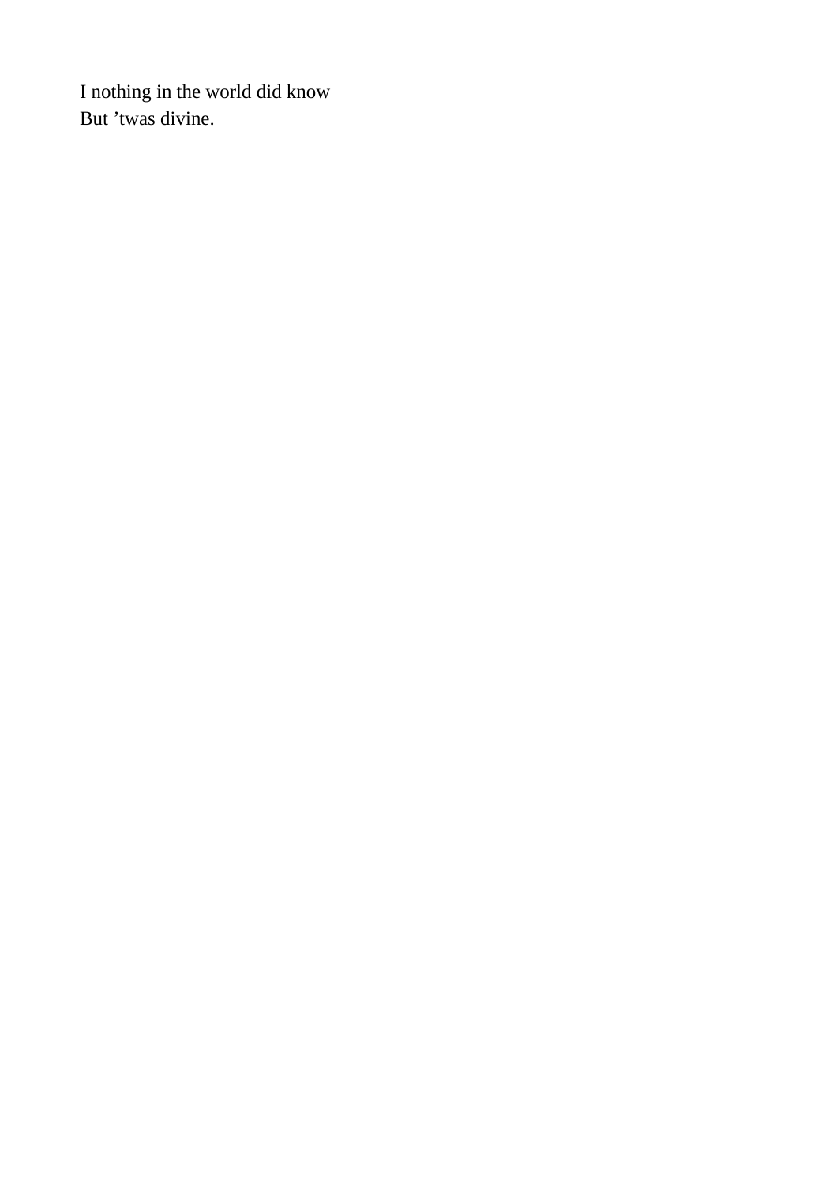I nothing in the world did know
But ’twas divine.